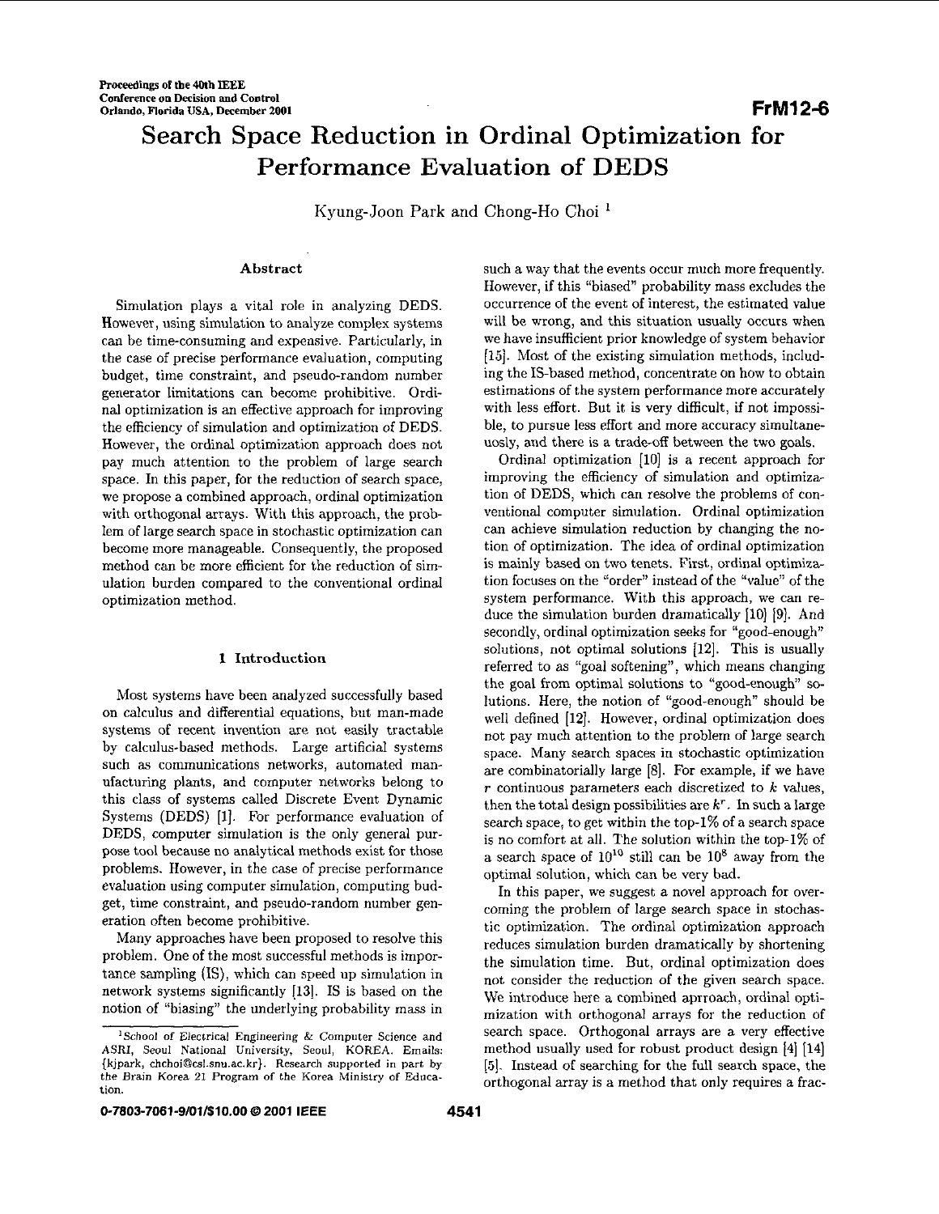# Search Space Reduction in Ordinal Optimization for Performance Evaluation of DEDS

Kyung-Joon Park and Chong-Ho Choi [1]

### Abstract

Simulation plays a vital role in analyzing DEDS. However, using simulation to analyze complex systems can be time-consuming and expensive. Particularly, in the case of precise performance evaluation, computing budget, time constraint, and pseudo-random number generator limitations can become prohibitive. Ordinal optimization is an effective approach for improving the efficiency of simulation and optimization of DEDS. However, the ordinal optimization approach does not pay much attention to the problem of large search space. In this paper, for the reduction of search space, we propose a combined approach, ordinal optimization with orthogonal arrays. With this approach, the problem of large search space in stochastic optimization can become more manageable. Consequently, the proposed method can be more efficient for the reduction of simulation burden compared to the conventional ordinal optimization method.

## 1 Introduction

Most systems have been analyzed successfully based on calculus and differential equations, but man-made systems of recent invention are not easily tractable by calculus-based methods. Large artificial systems such as communications networks, automated manufacturing plants, and computer networks belong to this class of systems called Discrete Event Dynamic Systems (DEDS) [1]. For performance evaluation of DEDS, computer simulation is the only general purpose tool because no analytical methods exist for those problems. However, in the case of precise performance evaluation using computer simulation, computing budget, time constraint, and pseudo-random number generation often become prohibitive.

Many approaches have been proposed to resolve this problem. One of the most successful methods is importance sampling (IS), which can speed up simulation in network systems significantly [13]. IS is based on the notion of "biasing" the underlying probability mass in such a way that the events occur much more frequently. However, if this "biased" probability mass excludes the occurrence of the event of interest, the estimated value will be wrong, and this situation usually occurs when we have insufficient prior knowledge of system behavior [15]. Most of the existing simulation methods, including the IS-based method, concentrate on how to obtain estimations of the system performance more accurately with less effort. But it is very difficult, if not impossible, to pursue less effort and more accuracy simultaneuosly, and there is a trade-off between the two goals.

Ordinal optimization [10] is a recent approach for improving the efficiency of simulation and optimization of DEDS, which can resolve the problems of conventional computer simulation. Ordinal optimization can achieve simulation reduction by changing the notion of optimization. The idea of ordinal optimization is mainly based on two tenets. First, ordinal optimization focuses on the "order" instead of the "value" of the system performance. With this approach, we can reduce the simulation burden dramatically [10] [9]. And secondly, ordinal optimization seeks for "good-enough" solutions, not optimal solutions [12]. This is usually referred to as "goal softening", which means changing the goal from optimal solutions to "good-enough" solutions. Here, the notion of "good-enough" should be well defined [12]. However, ordinal optimization does not pay much attention to the problem of large search space. Many search spaces in stochastic optimization are combinatorially large [8]. For example, if we have $r$ continuous parameters each discretized to $k$ values, then the total design possibilities are $k^r$. In such a large search space, to get within the top-1% of a search space is no comfort at all. The solution within the top-1% of a search space of $10^{10}$ still can be $10^8$ away from the optimal solution, which can be very bad.

In this paper, we suggest a novel approach for overcoming the problem of large search space in stochastic optimization. The ordinal optimization approach reduces simulation burden dramatically by shortening the simulation time. But, ordinal optimization does not consider the reduction of the given search space. We introduce here a combined aprroach, ordinal optimization with orthogonal arrays for the reduction of search space. Orthogonal arrays are a very effective method usually used for robust product design [4] [14] [5]. Instead of searching for the full search space, the orthogonal array is a method that only requires a frac-

[1] School of Electrical Engineering & Computer Science and ASRI, Seoul National University, Seoul, KOREA. Emails: {kjpark, chchoi@csl.snu.ac.kr}. Research supported in part by the Brain Korea 21 Program of the Korea Ministry of Education.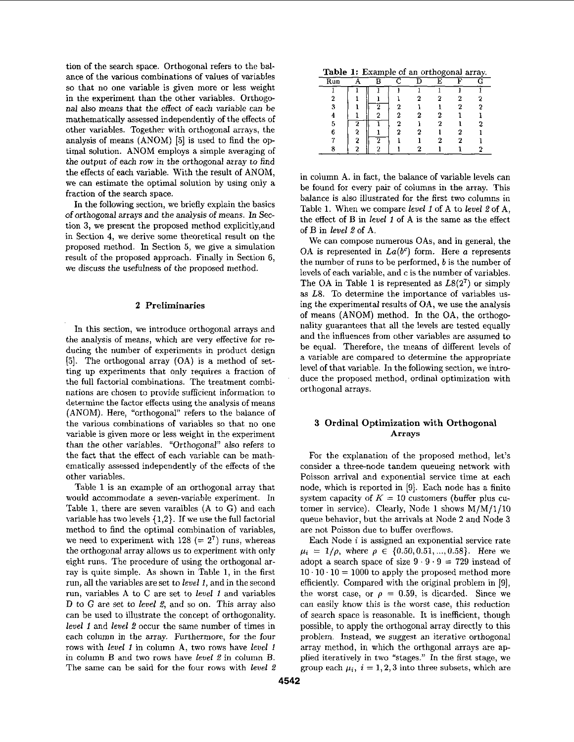tion of the search space. Orthogonal refers to the balance of the various combinations of values of variables so that no one variable is given more or less weight in the experiment than the other variables. Orthogonal also means that the effect of each variable can be mathematically assessed independently of the effects of other variables. Together with orthogonal arrays, the analysis of means (ANOM) [5] is used to find the optimal solution. ANOM employs a simple averaging of the output of each row in the orthogonal array to find the effects of each variable. With the result of ANOM, we can estimate the optimal solution by using only a fraction of the search space.

In the following section, we briefly explain the basics of orthogonal arrays and the analysis of means. In Section 3, we present the proposed method explicitly,and in Section 4, we derive some theoretical result on the proposed method. In Section 5, we give a simulation result of the proposed approach. Finally in Section 6, we discuss the usefulness of the proposed method.

## 2 Preliminaries

In this section, we introduce orthogonal arrays and the analysis of means, which are very effective for reducing the number of experiments in product design [5]. The orthogonal array (OA) is a method of setting up experiments that only requires a fraction of the full factorial combinations. The treatment combinations are chosen to provide sufficient information to determine the factor effects using the analysis of means (ANOM). Here, "orthogonal" refers to the balance of the various combinations of variables so that no one variable is given more or less weight in the experiment than the other variables. "Orthogonal" also refers to the fact that the effect of each variable can be mathematically assessed independently of the effects of the other variables.

Table 1 is an example of an orthogonal array that would accommodate a seven-variable experiment. In Table 1, there are seven varaibles (A to G) and each variable has two levels {1,2}. If we use the full factorial method to find the optimal combination of variables, we need to experiment with 128 ($= 2^7$) runs, whereas the orthogonal array allows us to experiment with only eight runs. The procedure of using the orthogonal array is quite simple. As shown in Table 1, in the first run, all the variables are set to *level 1*, and in the second run, variables A to C are set to *level 1* and variables D to G are set to *level 2*, and so on. This array also can be used to illustrate the concept of orthogonality. *level 1* and *level 2* occur the same number of times in each column in the array. Furthermore, for the four rows with *level 1* in column A, two rows have *level 1* in column B and two rows have *level 2* in column B. The same can be said for the four rows with *level 2* in column A. in fact, the balance of variable levels can be found for every pair of columns in the array. This balance is also illustrated for the first two columns in Table 1. When we compare *level 1* of A to *level 2* of A, the effect of B in *level 1* of A is the same as the effect of B in *level 2* of A.

**Table 1:** Example of an orthogonal array.

| Run | A | B | C | D | E | F | G |
|---|---|---|---|---|---|---|---|
| 1 | 1 | 1 | 1 | 1 | 1 | 1 | 1 |
| 2 | 1 | 1 | 1 | 2 | 2 | 2 | 2 |
| 3 | 1 | 2 | 2 | 1 | 1 | 2 | 2 |
| 4 | 1 | 2 | 2 | 2 | 2 | 1 | 1 |
| 5 | 2 | 1 | 2 | 1 | 2 | 1 | 2 |
| 6 | 2 | 1 | 2 | 2 | 1 | 2 | 1 |
| 7 | 2 | 2 | 1 | 1 | 2 | 2 | 1 |
| 8 | 2 | 2 | 1 | 2 | 1 | 1 | 2 |

We can compose numerous OAs, and in general, the OA is represented in $La(b^c)$ form. Here $a$ represents the number of runs to be performed, $b$ is the number of levels of each variable, and $c$ is the number of variables. The OA in Table 1 is represented as $L8(2^7)$ or simply as $L8$. To determine the importance of variables using the experimental results of OA, we use the analysis of means (ANOM) method. In the OA, the orthogonality guarantees that all the levels are tested equally and the influences from other variables are assumed to be equal. Therefore, the means of different levels of a variable are compared to determine the appropriate level of that variable. In the following section, we introduce the proposed method, ordinal optimization with orthogonal arrays.

## 3 Ordinal Optimization with Orthogonal Arrays

For the explanation of the proposed method, let's consider a three-node tandem queueing network with Poisson arrival and exponential service time at each node, which is reported in [9]. Each node has a finite system capacity of $K = 10$ customers (buffer plus cutomer in service). Clearly, Node 1 shows M/M/1/10 queue behavior, but the arrivals at Node 2 and Node 3 are not Poisson due to buffer overflows.

Each Node $i$ is assigned an exponential service rate $\mu_i = 1/\rho$, where $\rho \in \{0.50, 0.51, ..., 0.58\}$. Here we adopt a search space of size $9 \cdot 9 \cdot 9 = 729$ instead of $10 \cdot 10 \cdot 10 = 1000$ to apply the proposed method more efficiently. Compared with the original problem in [9], the worst case, or $\rho = 0.59$, is discarded. Since we can easily know this is the worst case, this reduction of search space is reasonable. It is inefficient, though possible, to apply the orthogonal array directly to this problem. Instead, we suggest an iterative orthogonal array method, in which the orthgonal arrays are applied iteratively in two "stages." In the first stage, we group each $\mu_i$, $i = 1, 2, 3$ into three subsets, which are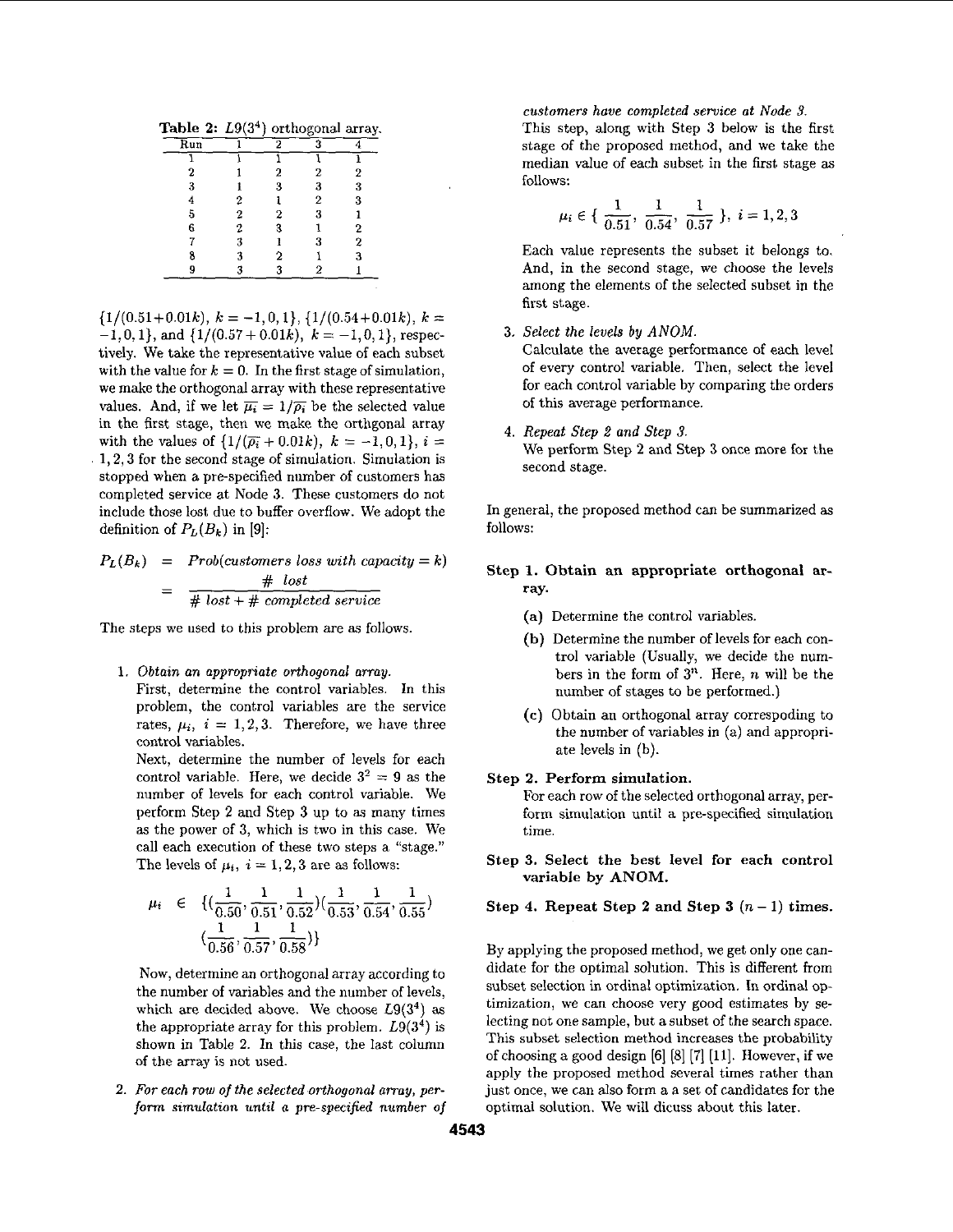**Table 2:** $L9(3^4)$ orthogonal array.

| Run | 1 | 2 | 3 | 4 |
|---|---|---|---|---|
| 1 | 1 | 1 | 1 | 1 |
| 2 | 1 | 2 | 2 | 2 |
| 3 | 1 | 3 | 3 | 3 |
| 4 | 2 | 1 | 2 | 3 |
| 5 | 2 | 2 | 3 | 1 |
| 6 | 2 | 3 | 1 | 2 |
| 7 | 3 | 1 | 3 | 2 |
| 8 | 3 | 2 | 1 | 3 |
| 9 | 3 | 3 | 2 | 1 |

$\{1/(0.51+0.01k),\ k=-1,0,1\}$, $\{1/(0.54+0.01k),\ k=-1,0,1\}$, and $\{1/(0.57+0.01k),\ k=-1,0,1\}$, respectively. We take the representative value of each subset with the value for $k=0$. In the first stage of simulation, we make the orthogonal array with these representative values. And, if we let $\overline{\mu_i} = 1/\overline{\rho_i}$ be the selected value in the first stage, then we make the orthgonal array with the values of $\{1/(\overline{\rho_i}+0.01k),\ k=-1,0,1\}$, $i=1,2,3$ for the second stage of simulation. Simulation is stopped when a pre-specified number of customers has completed service at Node 3. These customers do not include those lost due to buffer overflow. We adopt the definition of $P_L(B_k)$ in [9]:

$$
\begin{aligned}
P_L(B_k) &= Prob(customers\ loss\ with\ capacity = k) \\
&= \frac{\#\ lost}{\#\ lost + \#\ completed\ service}
\end{aligned}
$$

The steps we used to this problem are as follows.

1. *Obtain an appropriate orthogonal array.*
   First, determine the control variables. In this problem, the control variables are the service rates, $\mu_i$, $i=1,2,3$. Therefore, we have three control variables.
   Next, determine the number of levels for each control variable. Here, we decide $3^2 = 9$ as the number of levels for each control variable. We perform Step 2 and Step 3 up to as many times as the power of 3, which is two in this case. We call each execution of these two steps a "stage." The levels of $\mu_i$, $i=1,2,3$ are as follows:

$$
\begin{aligned}
\mu_i \in\ &\{(\frac{1}{0.50}, \frac{1}{0.51}, \frac{1}{0.52})(\frac{1}{0.53}, \frac{1}{0.54}, \frac{1}{0.55}) \\
&(\frac{1}{0.56}, \frac{1}{0.57}, \frac{1}{0.58})\}
\end{aligned}
$$

   Now, determine an orthogonal array according to the number of variables and the number of levels, which are decided above. We choose $L9(3^4)$ as the appropriate array for this problem. $L9(3^4)$ is shown in Table 2. In this case, the last column of the array is not used.

2. *For each row of the selected orthogonal array, perform simulation until a pre-specified number of customers have completed service at Node 3.*
   This step, along with Step 3 below is the first stage of the proposed method, and we take the median value of each subset in the first stage as follows:

$$
\mu_i \in \{\ \frac{1}{0.51}, \frac{1}{0.54}, \frac{1}{0.57}\ \},\ i=1,2,3
$$

   Each value represents the subset it belongs to. And, in the second stage, we choose the levels among the elements of the selected subset in the first stage.

3. *Select the levels by ANOM.*
   Calculate the average performance of each level of every control variable. Then, select the level for each control variable by comparing the orders of this average performance.

4. *Repeat Step 2 and Step 3.*
   We perform Step 2 and Step 3 once more for the second stage.

In general, the proposed method can be summarized as follows:

**Step 1. Obtain an appropriate orthogonal array.**

- **(a)** Determine the control variables.
- **(b)** Determine the number of levels for each control variable (Usually, we decide the numbers in the form of $3^n$. Here, $n$ will be the number of stages to be performed.)
- **(c)** Obtain an orthogonal array correspoding to the number of variables in (a) and appropriate levels in (b).

**Step 2. Perform simulation.**
For each row of the selected orthogonal array, perform simulation until a pre-specified simulation time.

**Step 3. Select the best level for each control variable by ANOM.**

**Step 4. Repeat Step 2 and Step 3 $(n-1)$ times.**

By applying the proposed method, we get only one candidate for the optimal solution. This is different from subset selection in ordinal optimization. In ordinal optimization, we can choose very good estimates by selecting not one sample, but a subset of the search space. This subset selection method increases the probability of choosing a good design [6] [8] [7] [11]. However, if we apply the proposed method several times rather than just once, we can also form a a set of candidates for the optimal solution. We will dicuss about this later.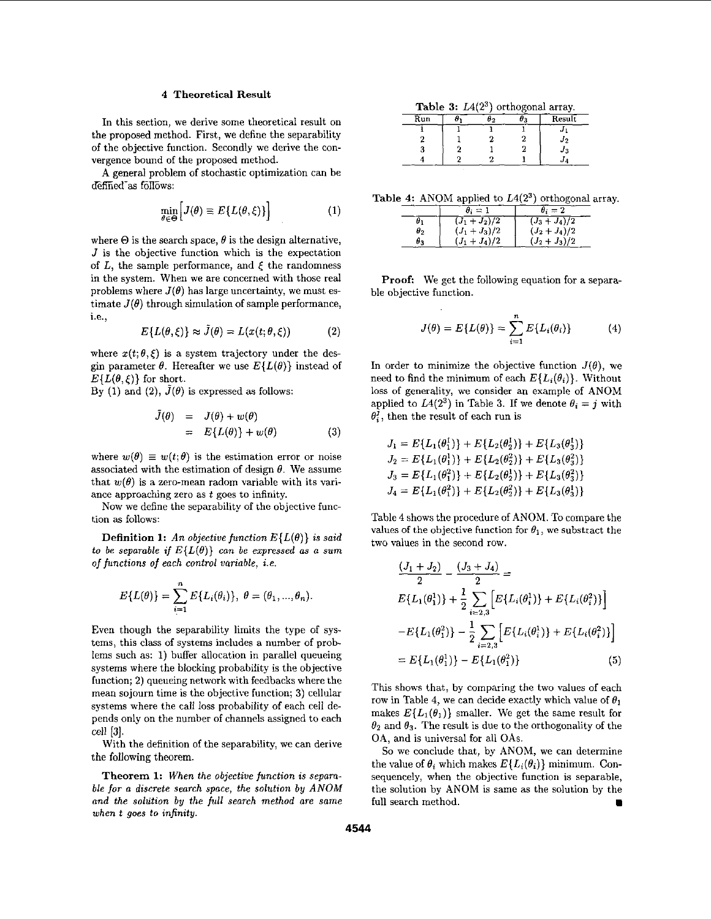## 4 Theoretical Result

In this section, we derive some theoretical result on the proposed method. First, we define the separability of the objective function. Secondly we derive the convergence bound of the proposed method.

A general problem of stochastic optimization can be defined as follows:

$$\min_{\theta \in \Theta} \Big[ J(\theta) \equiv E\{L(\theta, \xi)\} \Big] \tag{1}$$

where $\Theta$ is the search space, $\theta$ is the design alternative, $J$ is the objective function which is the expectation of $L$, the sample performance, and $\xi$ the randomness in the system. When we are concerned with those real problems where $J(\theta)$ has large uncertainty, we must estimate $J(\theta)$ through simulation of sample performance, i.e.,

$$E\{L(\theta, \xi)\} \approx \tilde{J}(\theta) = L(x(t; \theta, \xi)) \tag{2}$$

where $x(t; \theta, \xi)$ is a system trajectory under the desgin parameter $\theta$. Hereafter we use $E\{L(\theta)\}$ instead of $E\{L(\theta, \xi)\}$ for short.

By (1) and (2), $\tilde{J}(\theta)$ is expressed as follows:

$$\begin{aligned} \tilde{J}(\theta) &= J(\theta) + w(\theta) \\ &= E\{L(\theta)\} + w(\theta) \end{aligned} \tag{3}$$

where $w(\theta) \equiv w(t; \theta)$ is the estimation error or noise associated with the estimation of design $\theta$. We assume that $w(\theta)$ is a zero-mean radom variable with its variance approaching zero as $t$ goes to infinity.

Now we define the separability of the objective function as follows:

**Definition 1:** *An objective function $E\{L(\theta)\}$ is said to be separable if $E\{L(\theta)\}$ can be expressed as a sum of functions of each control variable, i.e.*

$$E\{L(\theta)\} = \sum_{i=1}^{n} E\{L_i(\theta_i)\}, \; \theta = (\theta_1, ..., \theta_n).$$

Even though the separability limits the type of systems, this class of systems includes a number of problems such as: 1) buffer allocation in parallel queueing systems where the blocking probability is the objective function; 2) queueing network with feedbacks where the mean sojourn time is the objective function; 3) cellular systems where the call loss probability of each cell depends only on the number of channels assigned to each cell [3].

With the definition of the separability, we can derive the following theorem.

**Theorem 1:** *When the objective function is separable for a discrete search space, the solution by ANOM and the solution by the full search method are same when $t$ goes to infinity.*

**Table 3:** $L4(2^3)$ orthogonal array.

| Run | $\theta_1$ | $\theta_2$ | $\theta_3$ | Result |
|---|---|---|---|---|
| 1 | 1 | 1 | 1 | $J_1$ |
| 2 | 1 | 2 | 2 | $J_2$ |
| 3 | 2 | 1 | 2 | $J_3$ |
| 4 | 2 | 2 | 1 | $J_4$ |

**Table 4:** ANOM applied to $L4(2^3)$ orthogonal array.

| | $\theta_i = 1$ | $\theta_i = 2$ |
|---|---|---|
| $\theta_1$ | $(J_1 + J_2)/2$ | $(J_3 + J_4)/2$ |
| $\theta_2$ | $(J_1 + J_3)/2$ | $(J_2 + J_4)/2$ |
| $\theta_3$ | $(J_1 + J_4)/2$ | $(J_2 + J_3)/2$ |

**Proof:** We get the following equation for a separable objective function.

$$J(\theta) = E\{L(\theta)\} = \sum_{i=1}^{n} E\{L_i(\theta_i)\} \tag{4}$$

In order to minimize the objective function $J(\theta)$, we need to find the minimum of each $E\{L_i(\theta_i)\}$. Without loss of generality, we consider an example of ANOM applied to $L4(2^3)$ in Table 3. If we denote $\theta_i = j$ with $\theta_i^j$, then the result of each run is

$$\begin{aligned} J_1 &= E\{L_1(\theta_1^1)\} + E\{L_2(\theta_2^1)\} + E\{L_3(\theta_3^1)\} \\ J_2 &= E\{L_1(\theta_1^1)\} + E\{L_2(\theta_2^2)\} + E\{L_3(\theta_3^2)\} \\ J_3 &= E\{L_1(\theta_1^2)\} + E\{L_2(\theta_2^1)\} + E\{L_3(\theta_3^2)\} \\ J_4 &= E\{L_1(\theta_1^2)\} + E\{L_2(\theta_2^2)\} + E\{L_3(\theta_3^1)\} \end{aligned}$$

Table 4 shows the procedure of ANOM. To compare the values of the objective function for $\theta_1$, we substract the two values in the second row.

$$\begin{aligned} &\frac{(J_1 + J_2)}{2} - \frac{(J_3 + J_4)}{2} = \\ &E\{L_1(\theta_1^1)\} + \frac{1}{2} \sum_{i=2,3} \Big[ E\{L_i(\theta_i^1)\} + E\{L_i(\theta_i^2)\} \Big] \\ &- E\{L_1(\theta_1^2)\} - \frac{1}{2} \sum_{i=2,3} \Big[ E\{L_i(\theta_i^1)\} + E\{L_i(\theta_i^2)\} \Big] \\ &= E\{L_1(\theta_1^1)\} - E\{L_1(\theta_1^2)\} \end{aligned} \tag{5}$$

This shows that, by comparing the two values of each row in Table 4, we can decide exactly which value of $\theta_1$ makes $E\{L_1(\theta_1)\}$ smaller. We get the same result for $\theta_2$ and $\theta_3$. The result is due to the orthogonality of the OA, and is universal for all OAs.

So we conclude that, by ANOM, we can determine the value of $\theta_i$ which makes $E\{L_i(\theta_i)\}$ minimum. Consequencely, when the objective function is separable, the solution by ANOM is same as the solution by the full search method. ∎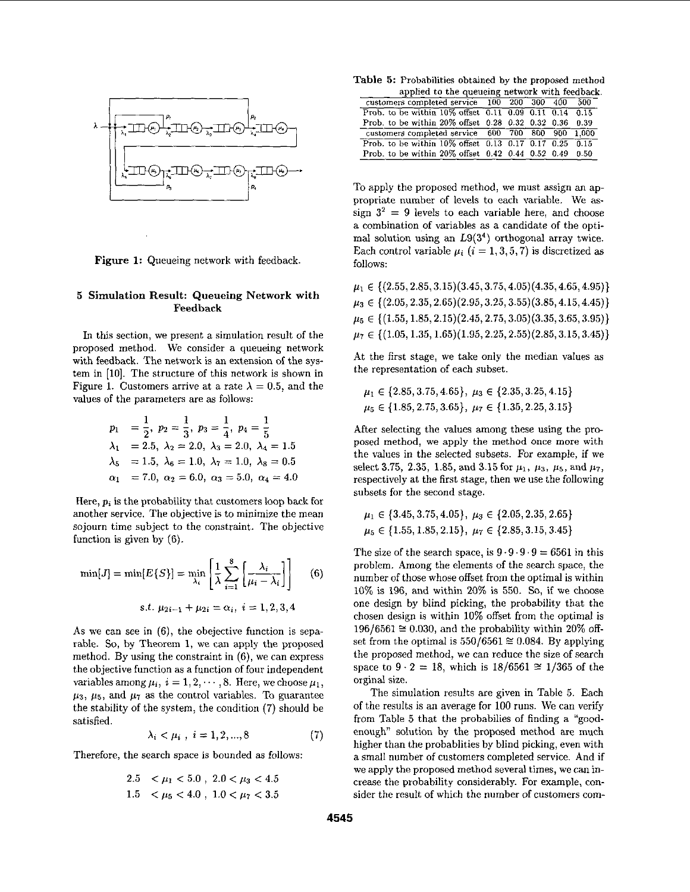Figure 1: Queueing network with feedback.

## 5 Simulation Result: Queueing Network with Feedback

In this section, we present a simulation result of the proposed method. We consider a queueing network with feedback. The network is an extension of the system in [10]. The structure of this network is shown in Figure 1. Customers arrive at a rate $\lambda = 0.5$, and the values of the parameters are as follows:

$$
\begin{aligned}
p_1 &= \frac{1}{2},\ p_2 = \frac{1}{3},\ p_3 = \frac{1}{4},\ p_4 = \frac{1}{5} \\
\lambda_1 &= 2.5,\ \lambda_2 = 2.0,\ \lambda_3 = 2.0,\ \lambda_4 = 1.5 \\
\lambda_5 &= 1.5,\ \lambda_6 = 1.0,\ \lambda_7 = 1.0,\ \lambda_8 = 0.5 \\
\alpha_1 &= 7.0,\ \alpha_2 = 6.0,\ \alpha_3 = 5.0,\ \alpha_4 = 4.0
\end{aligned}
$$

Here, $p_i$ is the probability that customers loop back for another service. The objective is to minimize the mean sojourn time subject to the constraint. The objective function is given by (6).

$$
\min[J] = \min[E\{S\}] = \min_{\lambda_i} \left[ \frac{1}{\lambda} \sum_{i=1}^{8} \left[ \frac{\lambda_i}{\mu_i - \lambda_i} \right] \right] \qquad (6)
$$

$$
s.t.\ \mu_{2i-1} + \mu_{2i} = \alpha_i,\ i = 1,2,3,4
$$

As we can see in (6), the obejective function is separable. So, by Theorem 1, we can apply the proposed method. By using the constraint in (6), we can express the objective function as a function of four independent variables among $\mu_i$, $i = 1, 2, \cdots, 8$. Here, we choose $\mu_1$, $\mu_3$, $\mu_5$, and $\mu_7$ as the control variables. To guarantee the stability of the system, the condition (7) should be satisfied.

$$
\lambda_i < \mu_i\ ,\ i = 1, 2, ..., 8 \qquad (7)
$$

Therefore, the search space is bounded as follows:

$$
\begin{aligned}
2.5 &< \mu_1 < 5.0\ ,\ 2.0 < \mu_3 < 4.5 \\
1.5 &< \mu_5 < 4.0\ ,\ 1.0 < \mu_7 < 3.5
\end{aligned}
$$

Table 5: Probabilities obtained by the proposed method applied to the queueing network with feedback.

| customers completed service | 100 | 200 | 300 | 400 | 500 |
|---|---|---|---|---|---|
| Prob. to be within 10% offset | 0.11 | 0.09 | 0.11 | 0.14 | 0.15 |
| Prob. to be within 20% offset | 0.28 | 0.32 | 0.32 | 0.36 | 0.39 |
| customers completed service | 600 | 700 | 800 | 900 | 1,000 |
| Prob. to be within 10% offset | 0.13 | 0.17 | 0.17 | 0.25 | 0.15 |
| Prob. to be within 20% offset | 0.42 | 0.44 | 0.52 | 0.49 | 0.50 |

To apply the proposed method, we must assign an appropriate number of levels to each variable. We assign $3^2 = 9$ levels to each variable here, and choose a combination of variables as a candidate of the optimal solution using an $L9(3^4)$ orthogonal array twice. Each control variable $\mu_i$ ($i = 1, 3, 5, 7$) is discretized as follows:

$$
\begin{aligned}
\mu_1 &\in \{(2.55, 2.85, 3.15)(3.45, 3.75, 4.05)(4.35, 4.65, 4.95)\} \\
\mu_3 &\in \{(2.05, 2.35, 2.65)(2.95, 3.25, 3.55)(3.85, 4.15, 4.45)\} \\
\mu_5 &\in \{(1.55, 1.85, 2.15)(2.45, 2.75, 3.05)(3.35, 3.65, 3.95)\} \\
\mu_7 &\in \{(1.05, 1.35, 1.65)(1.95, 2.25, 2.55)(2.85, 3.15, 3.45)\}
\end{aligned}
$$

At the first stage, we take only the median values as the representation of each subset.

$$
\begin{aligned}
&\mu_1 \in \{2.85, 3.75, 4.65\},\ \mu_3 \in \{2.35, 3.25, 4.15\} \\
&\mu_5 \in \{1.85, 2.75, 3.65\},\ \mu_7 \in \{1.35, 2.25, 3.15\}
\end{aligned}
$$

After selecting the values among these using the proposed method, we apply the method once more with the values in the selected subsets. For example, if we select 3.75, 2.35, 1.85, and 3.15 for $\mu_1$, $\mu_3$, $\mu_5$, and $\mu_7$, respectively at the first stage, then we use the following subsets for the second stage.

$$
\begin{aligned}
&\mu_1 \in \{3.45, 3.75, 4.05\},\ \mu_3 \in \{2.05, 2.35, 2.65\} \\
&\mu_5 \in \{1.55, 1.85, 2.15\},\ \mu_7 \in \{2.85, 3.15, 3.45\}
\end{aligned}
$$

The size of the search space, is $9 \cdot 9 \cdot 9 \cdot 9 = 6561$ in this problem. Among the elements of the search space, the number of those whose offset from the optimal is within 10% is 196, and within 20% is 550. So, if we choose one design by blind picking, the probability that the chosen design is within 10% offset from the optimal is $196/6561 \cong 0.030$, and the probability within 20% offset from the optimal is $550/6561 \cong 0.084$. By applying the proposed method, we can reduce the size of search space to $9 \cdot 2 = 18$, which is $18/6561 \cong 1/365$ of the orginal size.

The simulation results are given in Table 5. Each of the results is an average for 100 runs. We can verify from Table 5 that the probabilies of finding a "good-enough" solution by the proposed method are much higher than the probablities by blind picking, even with a small number of customers completed service. And if we apply the proposed method several times, we can increase the probability considerably. For example, consider the result of which the number of customers com-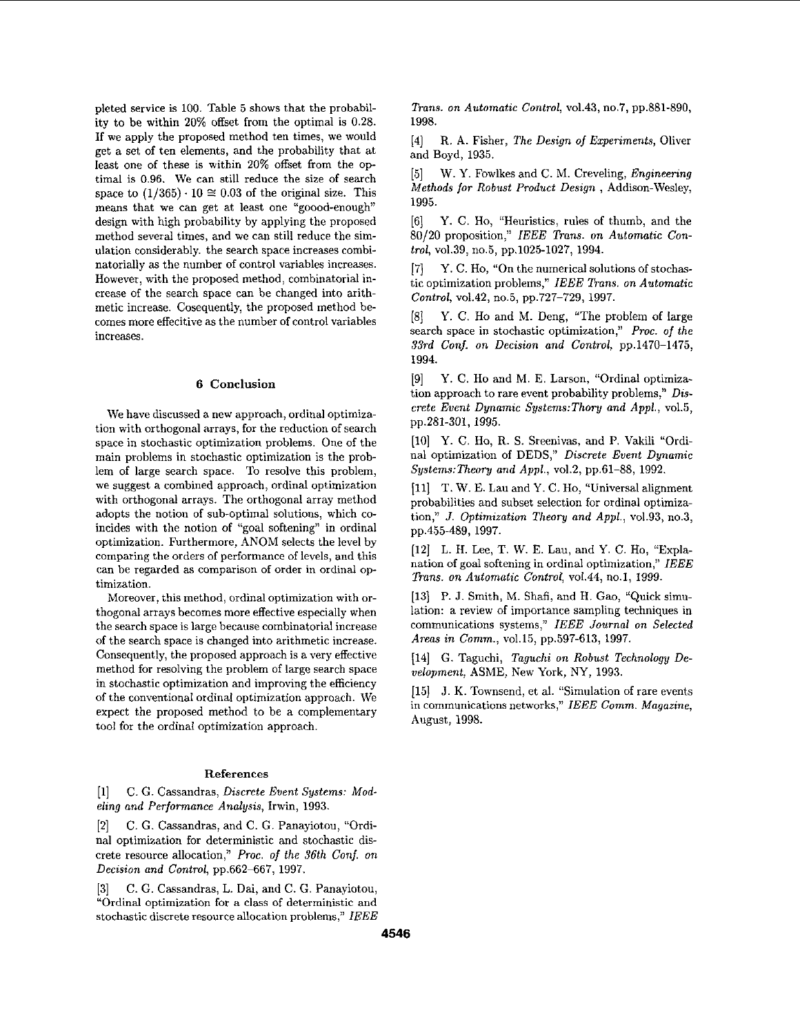pleted service is 100. Table 5 shows that the probability to be within 20% offset from the optimal is 0.28. If we apply the proposed method ten times, we would get a set of ten elements, and the probability that at least one of these is within 20% offset from the optimal is 0.96. We can still reduce the size of search space to $(1/365) \cdot 10 \cong 0.03$ of the original size. This means that we can get at least one "goood-enough" design with high probability by applying the proposed method several times, and we can still reduce the simulation considerably. the search space increases combinatorially as the number of control variables increases. However, with the proposed method, combinatorial increase of the search space can be changed into arithmetic increase. Cosequently, the proposed method becomes more effecitive as the number of control variables increases.

## 6 Conclusion

We have discussed a new approach, ordinal optimization with orthogonal arrays, for the reduction of search space in stochastic optimization problems. One of the main problems in stochastic optimization is the problem of large search space. To resolve this problem, we suggest a combined approach, ordinal optimization with orthogonal arrays. The orthogonal array method adopts the notion of sub-optimal solutions, which coincides with the notion of "goal softening" in ordinal optimization. Furthermore, ANOM selects the level by comparing the orders of performance of levels, and this can be regarded as comparison of order in ordinal optimization.

Moreover, this method, ordinal optimization with orthogonal arrays becomes more effective especially when the search space is large because combinatorial increase of the search space is changed into arithmetic increase. Consequently, the proposed approach is a very effective method for resolving the problem of large search space in stochastic optimization and improving the efficiency of the conventional ordinal optimization approach. We expect the proposed method to be a complementary tool for the ordinal optimization approach.

### References

[1] C. G. Cassandras, *Discrete Event Systems: Modeling and Performance Analysis*, Irwin, 1993.

[2] C. G. Cassandras, and C. G. Panayiotou, "Ordinal optimization for deterministic and stochastic discrete resource allocation," *Proc. of the 36th Conf. on Decision and Control*, pp.662–667, 1997.

[3] C. G. Cassandras, L. Dai, and C. G. Panayiotou, "Ordinal optimization for a class of deterministic and stochastic discrete resource allocation problems," *IEEE Trans. on Automatic Control*, vol.43, no.7, pp.881-890, 1998.

[4] R. A. Fisher, *The Design of Experiments*, Oliver and Boyd, 1935.

[5] W. Y. Fowlkes and C. M. Creveling, *Engineering Methods for Robust Product Design*, Addison-Wesley, 1995.

[6] Y. C. Ho, "Heuristics, rules of thumb, and the 80/20 proposition," *IEEE Trans. on Automatic Control*, vol.39, no.5, pp.1025-1027, 1994.

[7] Y. C. Ho, "On the numerical solutions of stochastic optimization problems," *IEEE Trans. on Automatic Control*, vol.42, no.5, pp.727–729, 1997.

[8] Y. C. Ho and M. Deng, "The problem of large search space in stochastic optimization," *Proc. of the 33rd Conf. on Decision and Control*, pp.1470–1475, 1994.

[9] Y. C. Ho and M. E. Larson, "Ordinal optimization approach to rare event probability problems," *Discrete Event Dynamic Systems:Thory and Appl.*, vol.5, pp.281-301, 1995.

[10] Y. C. Ho, R. S. Sreenivas, and P. Vakili "Ordinal optimization of DEDS," *Discrete Event Dynamic Systems:Theory and Appl.*, vol.2, pp.61–88, 1992.

[11] T. W. E. Lau and Y. C. Ho, "Universal alignment probabilities and subset selection for ordinal optimization," *J. Optimization Theory and Appl.*, vol.93, no.3, pp.455-489, 1997.

[12] L. H. Lee, T. W. E. Lau, and Y. C. Ho, "Explanation of goal softening in ordinal optimization," *IEEE Trans. on Automatic Control*, vol.44, no.1, 1999.

[13] P. J. Smith, M. Shafi, and H. Gao, "Quick simulation: a review of importance sampling techniques in communications systems," *IEEE Journal on Selected Areas in Comm.*, vol.15, pp.597-613, 1997.

[14] G. Taguchi, *Taguchi on Robust Technology Development*, ASME, New York, NY, 1993.

[15] J. K. Townsend, et al. "Simulation of rare events in communications networks," *IEEE Comm. Magazine*, August, 1998.